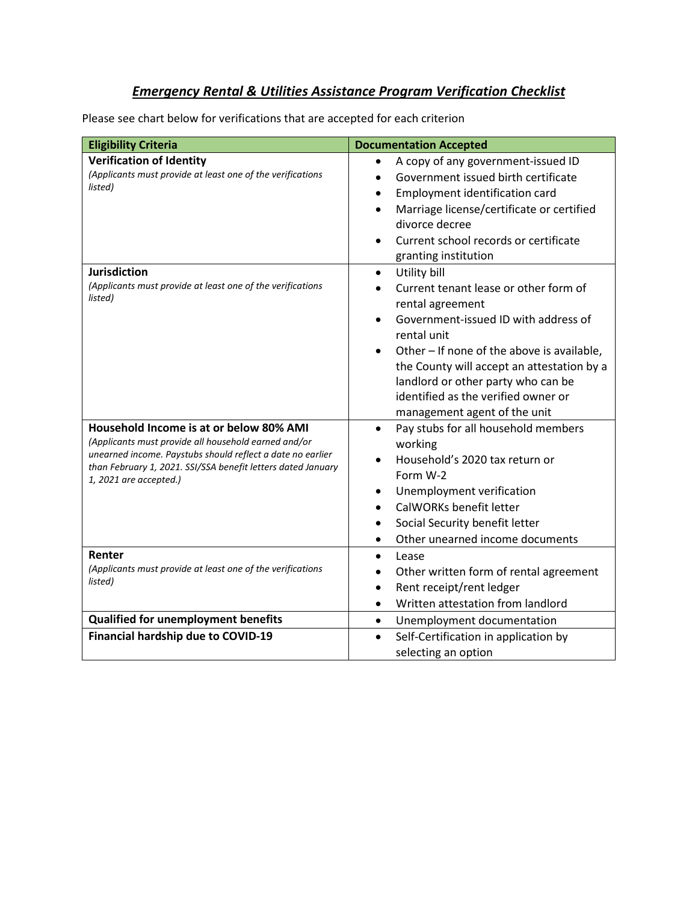# *Emergency Rental & Utilities Assistance Program Verification Checklist*

Please see chart below for verifications that are accepted for each criterion

| Eligibility Criteria | Documentation Accepted |
|---|---|
| **Verification of Identity**<br>*(Applicants must provide at least one of the verifications listed)* | • A copy of any government-issued ID<br>• Government issued birth certificate<br>• Employment identification card<br>• Marriage license/certificate or certified divorce decree<br>• Current school records or certificate granting institution |
| **Jurisdiction**<br>*(Applicants must provide at least one of the verifications listed)* | • Utility bill<br>• Current tenant lease or other form of rental agreement<br>• Government-issued ID with address of rental unit<br>• Other – If none of the above is available, the County will accept an attestation by a landlord or other party who can be identified as the verified owner or management agent of the unit |
| **Household Income is at or below 80% AMI**<br>*(Applicants must provide all household earned and/or unearned income. Paystubs should reflect a date no earlier than February 1, 2021. SSI/SSA benefit letters dated January 1, 2021 are accepted.)* | • Pay stubs for all household members working<br>• Household's 2020 tax return or Form W-2<br>• Unemployment verification<br>• CalWORKs benefit letter<br>• Social Security benefit letter<br>• Other unearned income documents |
| **Renter**<br>*(Applicants must provide at least one of the verifications listed)* | • Lease<br>• Other written form of rental agreement<br>• Rent receipt/rent ledger<br>• Written attestation from landlord |
| **Qualified for unemployment benefits** | • Unemployment documentation |
| **Financial hardship due to COVID-19** | • Self-Certification in application by selecting an option |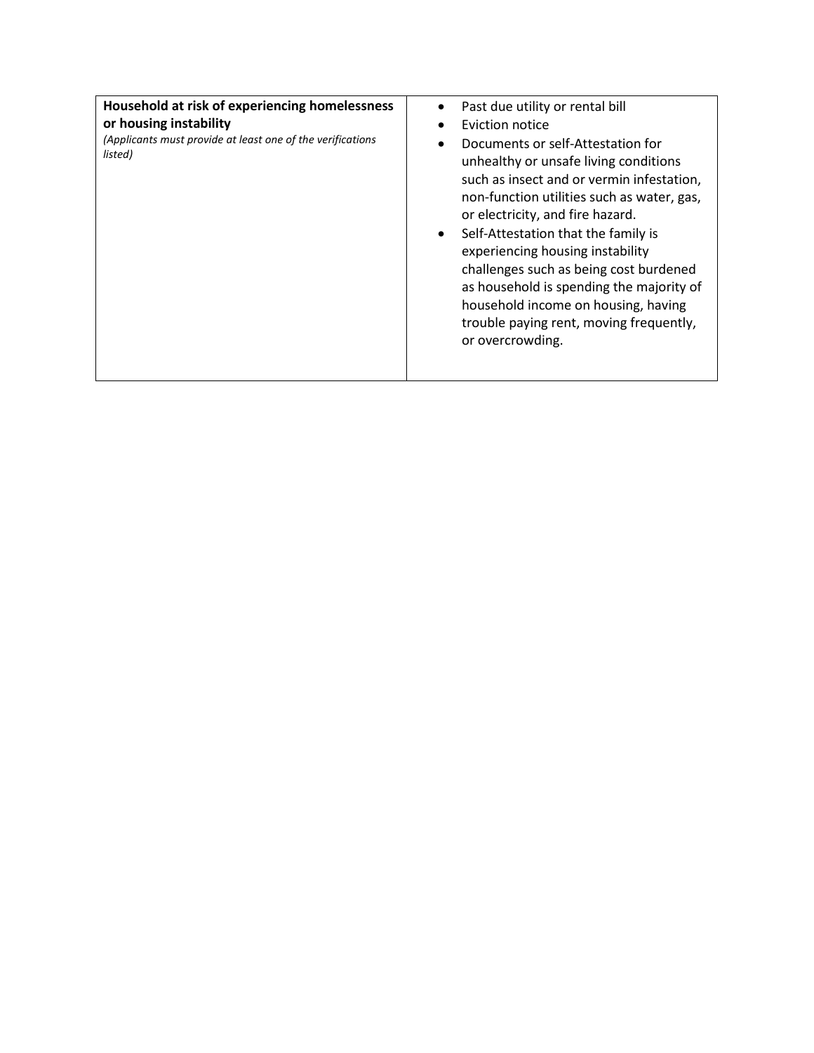| | |
|---|---|
| **Household at risk of experiencing homelessness or housing instability**<br>*(Applicants must provide at least one of the verifications listed)* | • Past due utility or rental bill<br>• Eviction notice<br>• Documents or self-Attestation for unhealthy or unsafe living conditions such as insect and or vermin infestation, non-function utilities such as water, gas, or electricity, and fire hazard.<br>• Self-Attestation that the family is experiencing housing instability challenges such as being cost burdened as household is spending the majority of household income on housing, having trouble paying rent, moving frequently, or overcrowding. |